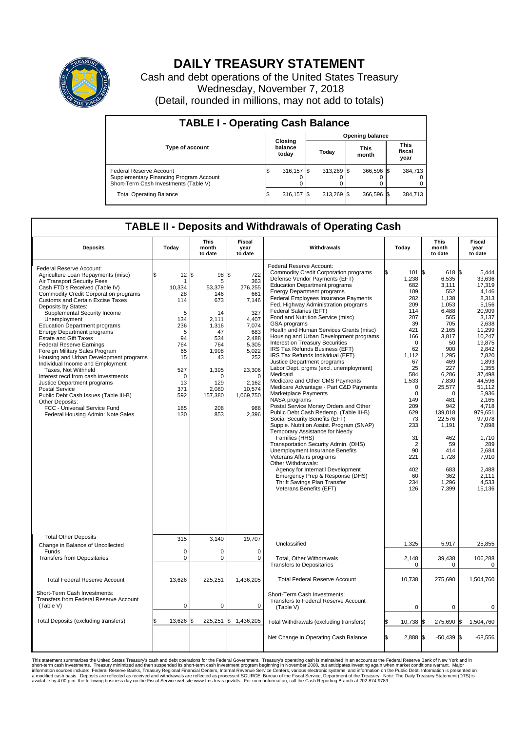# DAILY TREASURY STATEMENT

Cash and debt operations of the United States Treasury
Wednesday, November 7, 2018
(Detail, rounded in millions, may not add to totals)

## TABLE I - Operating Cash Balance

| Type of account | Closing balance today | Opening balance Today | Opening balance This month | Opening balance This fiscal year |
|---|---|---|---|---|
| Federal Reserve Account | $ 316,157 | $ 313,269 | $ 366,596 | $ 384,713 |
| Supplementary Financing Program Account | 0 | 0 | 0 | 0 |
| Short-Term Cash Investments (Table V) | 0 | 0 | 0 | 0 |
| Total Operating Balance | $ 316,157 | $ 313,269 | $ 366,596 | $ 384,713 |

## TABLE II - Deposits and Withdrawals of Operating Cash

| Deposits | Today | This month to date | Fiscal year to date |
|---|---|---|---|
| Federal Reserve Account: | | | |
| Agriculture Loan Repayments (misc) | $ 12 | $ 98 | $ 722 |
| Air Transport Security Fees | 1 | 5 | 363 |
| Cash FTD's Received (Table IV) | 10,334 | 53,379 | 276,255 |
| Commodity Credit Corporation programs | 28 | 146 | 661 |
| Customs and Certain Excise Taxes | 114 | 673 | 7,146 |
| Deposits by States: | | | |
| Supplemental Security Income | 5 | 14 | 327 |
| Unemployment | 134 | 2,111 | 4,407 |
| Education Department programs | 236 | 1,316 | 7,074 |
| Energy Department programs | 5 | 47 | 683 |
| Estate and Gift Taxes | 94 | 534 | 2,488 |
| Federal Reserve Earnings | 764 | 764 | 5,305 |
| Foreign Military Sales Program | 65 | 1,998 | 5,022 |
| Housing and Urban Development programs | 15 | 43 | 252 |
| Individual Income and Employment Taxes, Not Withheld | 527 | 1,395 | 23,306 |
| Interest recd from cash investments | 0 | 0 | 0 |
| Justice Department programs | 13 | 129 | 2,162 |
| Postal Service | 371 | 2,080 | 10,574 |
| Public Debt Cash Issues (Table III-B) | 592 | 157,380 | 1,069,750 |
| Other Deposits: | | | |
| FCC - Universal Service Fund | 185 | 208 | 988 |
| Federal Housing Admin: Note Sales | 130 | 853 | 2,396 |
| Total Other Deposits | 315 | 3,140 | 19,707 |
| Change in Balance of Uncollected Funds | 0 | 0 | 0 |
| Transfers from Depositaries | 0 | 0 | 0 |
| Total Federal Reserve Account | 13,626 | 225,251 | 1,436,205 |
| Short-Term Cash Investments: Transfers from Federal Reserve Account (Table V) | 0 | 0 | 0 |
| Total Deposits (excluding transfers) | $ 13,626 | $ 225,251 | $ 1,436,205 |

| Withdrawals | Today | This month to date | Fiscal year to date |
|---|---|---|---|
| Federal Reserve Account: | | | |
| Commodity Credit Corporation programs | $ 101 | $ 618 | $ 5,444 |
| Defense Vendor Payments (EFT) | 1,238 | 6,535 | 33,636 |
| Education Department programs | 682 | 3,111 | 17,319 |
| Energy Department programs | 109 | 552 | 4,146 |
| Federal Employees Insurance Payments | 282 | 1,138 | 8,313 |
| Fed. Highway Administration programs | 209 | 1,053 | 5,156 |
| Federal Salaries (EFT) | 114 | 6,488 | 20,909 |
| Food and Nutrition Service (misc) | 207 | 565 | 3,137 |
| GSA programs | 39 | 705 | 2,638 |
| Health and Human Services Grants (misc) | 421 | 2,165 | 11,299 |
| Housing and Urban Development programs | 166 | 3,817 | 10,247 |
| Interest on Treasury Securities | 0 | 50 | 19,875 |
| IRS Tax Refunds Business (EFT) | 62 | 900 | 2,842 |
| IRS Tax Refunds Individual (EFT) | 1,112 | 1,295 | 7,820 |
| Justice Department programs | 67 | 469 | 1,893 |
| Labor Dept. prgms (excl. unemployment) | 25 | 227 | 1,355 |
| Medicaid | 584 | 6,286 | 37,498 |
| Medicare and Other CMS Payments | 1,533 | 7,830 | 44,596 |
| Medicare Advantage - Part C&D Payments | 0 | 25,577 | 51,112 |
| Marketplace Payments | 0 | 0 | 5,936 |
| NASA programs | 149 | 481 | 2,165 |
| Postal Service Money Orders and Other | 209 | 942 | 4,718 |
| Public Debt Cash Redemp. (Table III-B) | 629 | 139,018 | 979,651 |
| Social Security Benefits (EFT) | 73 | 22,576 | 97,078 |
| Supple. Nutrition Assist. Program (SNAP) | 233 | 1,191 | 7,098 |
| Temporary Assistance for Needy Families (HHS) | 31 | 462 | 1,710 |
| Transportation Security Admin. (DHS) | 2 | 59 | 289 |
| Unemployment Insurance Benefits | 90 | 414 | 2,684 |
| Veterans Affairs programs | 221 | 1,728 | 7,910 |
| Other Withdrawals: | | | |
| Agency for Internat'l Development | 402 | 683 | 2,488 |
| Emergency Prep & Response (DHS) | 60 | 362 | 2,111 |
| Thrift Savings Plan Transfer | 234 | 1,296 | 4,533 |
| Veterans Benefits (EFT) | 126 | 7,399 | 15,136 |
| Unclassified | 1,325 | 5,917 | 25,855 |
| Total, Other Withdrawals | 2,148 | 39,438 | 106,288 |
| Transfers to Depositaries | 0 | 0 | 0 |
| Total Federal Reserve Account | 10,738 | 275,690 | 1,504,760 |
| Short-Term Cash Investments: Transfers to Federal Reserve Account (Table V) | 0 | 0 | 0 |
| Total Withdrawals (excluding transfers) | $ 10,738 | $ 275,690 | $ 1,504,760 |
| Net Change in Operating Cash Balance | $ 2,888 | $ -50,439 | $ -68,556 |

This statement summarizes the United States Treasury's cash and debt operations for the Federal Government. Treasury's operating cash is maintained in an account at the Federal Reserve Bank of New York and in short-term cash investments. Treasury minimized and then suspended its short-term cash investment program beginning in November 2008, but anticipates investing again when market conditions warrant. Major information sources include: Federal Reserve Banks, Treasury Regional Financial Centers, Internal Revenue Service Centers, various electronic systems, and information on the Public Debt. Information is presented on a modified cash basis. Deposits are reflected as received and withdrawals are reflected as processed.SOURCE: Bureau of the Fiscal Service, Department of the Treasury. Note: The Daily Treasury Statement (DTS) is available by 4:00 p.m. the following business day on the Fiscal Service website www.fms.treas.gov/dts. For more information, call the Cash Reporting Branch at 202-874-9789.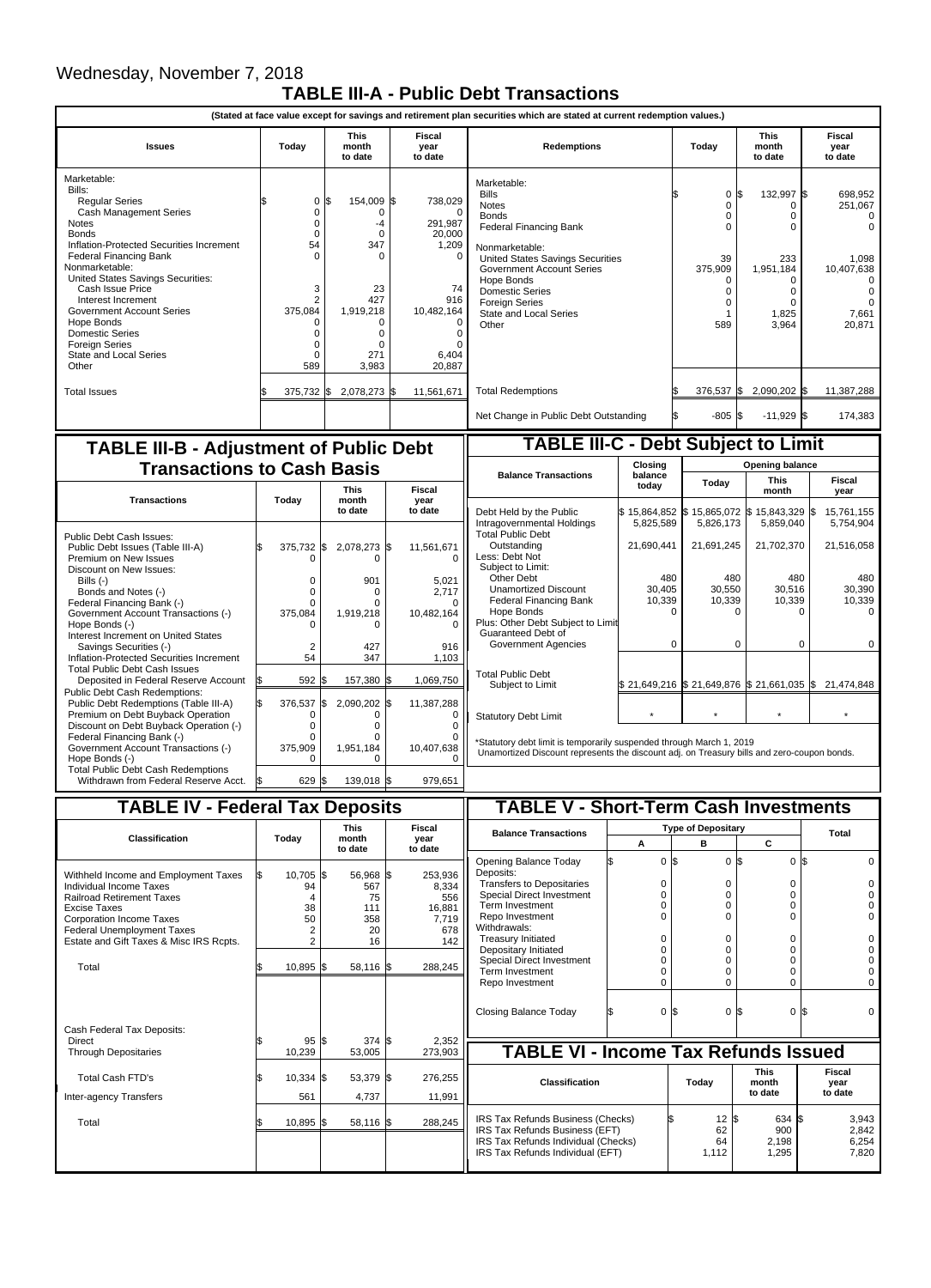Wednesday, November 7, 2018

# TABLE III-A - Public Debt Transactions

(Stated at face value except for savings and retirement plan securities which are stated at current redemption values.)

| Issues | Today | This month to date | Fiscal year to date |
|---|---|---|---|
| Marketable: | | | |
| Bills: | | | |
| Regular Series | $ 0 | $ 154,009 | $ 738,029 |
| Cash Management Series | 0 | 0 | 0 |
| Notes | 0 | -4 | 291,987 |
| Bonds | 0 | 0 | 20,000 |
| Inflation-Protected Securities Increment | 54 | 347 | 1,209 |
| Federal Financing Bank | 0 | 0 | 0 |
| Nonmarketable: | | | |
| United States Savings Securities: | | | |
| Cash Issue Price | 3 | 23 | 74 |
| Interest Increment | 2 | 427 | 916 |
| Government Account Series | 375,084 | 1,919,218 | 10,482,164 |
| Hope Bonds | 0 | 0 | 0 |
| Domestic Series | 0 | 0 | 0 |
| Foreign Series | 0 | 0 | 0 |
| State and Local Series | 0 | 271 | 6,404 |
| Other | 589 | 3,983 | 20,887 |
| Total Issues | $ 375,732 | $ 2,078,273 | $ 11,561,671 |

| Redemptions | Today | This month to date | Fiscal year to date |
|---|---|---|---|
| Marketable: | | | |
| Bills | $ 0 | $ 132,997 | $ 698,952 |
| Notes | 0 | 0 | 251,067 |
| Bonds | 0 | 0 | 0 |
| Federal Financing Bank | 0 | 0 | 0 |
| Nonmarketable: | | | |
| United States Savings Securities | 39 | 233 | 1,098 |
| Government Account Series | 375,909 | 1,951,184 | 10,407,638 |
| Hope Bonds | 0 | 0 | 0 |
| Domestic Series | 0 | 0 | 0 |
| Foreign Series | 0 | 0 | 0 |
| State and Local Series | 1 | 1,825 | 7,661 |
| Other | 589 | 3,964 | 20,871 |
| Total Redemptions | $ 376,537 | $ 2,090,202 | $ 11,387,288 |
| Net Change in Public Debt Outstanding | $ -805 | $ -11,929 | $ 174,383 |

# TABLE III-B - Adjustment of Public Debt Transactions to Cash Basis

| Transactions | Today | This month to date | Fiscal year to date |
|---|---|---|---|
| Public Debt Cash Issues: | | | |
| Public Debt Issues (Table III-A) | $ 375,732 | $ 2,078,273 | $ 11,561,671 |
| Premium on New Issues | 0 | 0 | 0 |
| Discount on New Issues: | | | |
| Bills (-) | 0 | 901 | 5,021 |
| Bonds and Notes (-) | 0 | 0 | 2,717 |
| Federal Financing Bank (-) | 0 | 0 | 0 |
| Government Account Transactions (-) | 375,084 | 1,919,218 | 10,482,164 |
| Hope Bonds (-) | 0 | 0 | 0 |
| Interest Increment on United States Savings Securities (-) | 2 | 427 | 916 |
| Inflation-Protected Securities Increment | 54 | 347 | 1,103 |
| Total Public Debt Cash Issues Deposited in Federal Reserve Account | $ 592 | $ 157,380 | $ 1,069,750 |
| Public Debt Cash Redemptions: | | | |
| Public Debt Redemptions (Table III-A) | $ 376,537 | $ 2,090,202 | $ 11,387,288 |
| Premium on Debt Buyback Operation | 0 | 0 | 0 |
| Discount on Debt Buyback Operation (-) | 0 | 0 | 0 |
| Federal Financing Bank (-) | 0 | 0 | 0 |
| Government Account Transactions (-) | 375,909 | 1,951,184 | 10,407,638 |
| Hope Bonds (-) | 0 | 0 | 0 |
| Total Public Debt Cash Redemptions Withdrawn from Federal Reserve Acct. | $ 629 | $ 139,018 | $ 979,651 |

# TABLE III-C - Debt Subject to Limit

| Balance Transactions | Closing balance today | Opening balance Today | Opening balance This month | Opening balance Fiscal year |
|---|---|---|---|---|
| Debt Held by the Public | $ 15,864,852 | $ 15,865,072 | $ 15,843,329 | $ 15,761,155 |
| Intragovernmental Holdings | 5,825,589 | 5,826,173 | 5,859,040 | 5,754,904 |
| Total Public Debt Outstanding | 21,690,441 | 21,691,245 | 21,702,370 | 21,516,058 |
| Less: Debt Not Subject to Limit: | | | | |
| Other Debt | 480 | 480 | 480 | 480 |
| Unamortized Discount | 30,405 | 30,550 | 30,516 | 30,390 |
| Federal Financing Bank | 10,339 | 10,339 | 10,339 | 10,339 |
| Hope Bonds | 0 | 0 | 0 | 0 |
| Plus: Other Debt Subject to Limit | | | | |
| Guaranteed Debt of Government Agencies | 0 | 0 | 0 | 0 |
| Total Public Debt Subject to Limit | $ 21,649,216 | $ 21,649,876 | $ 21,661,035 | $ 21,474,848 |
| Statutory Debt Limit | * | * | * | * |

*Statutory debt limit is temporarily suspended through March 1, 2019
Unamortized Discount represents the discount adj. on Treasury bills and zero-coupon bonds.

# TABLE IV - Federal Tax Deposits

| Classification | Today | This month to date | Fiscal year to date |
|---|---|---|---|
| Withheld Income and Employment Taxes | $ 10,705 | $ 56,968 | $ 253,936 |
| Individual Income Taxes | 94 | 567 | 8,334 |
| Railroad Retirement Taxes | 4 | 75 | 556 |
| Excise Taxes | 38 | 111 | 16,881 |
| Corporation Income Taxes | 50 | 358 | 7,719 |
| Federal Unemployment Taxes | 2 | 20 | 678 |
| Estate and Gift Taxes & Misc IRS Rcpts. | 2 | 16 | 142 |
| Total | $ 10,895 | $ 58,116 | $ 288,245 |
| Cash Federal Tax Deposits: | | | |
| Direct | $ 95 | $ 374 | $ 2,352 |
| Through Depositaries | 10,239 | 53,005 | 273,903 |
| Total Cash FTD's | $ 10,334 | $ 53,379 | $ 276,255 |
| Inter-agency Transfers | 561 | 4,737 | 11,991 |
| Total | $ 10,895 | $ 58,116 | $ 288,245 |

# TABLE V - Short-Term Cash Investments

| Balance Transactions | Type of Depositary A | Type of Depositary B | Type of Depositary C | Total |
|---|---|---|---|---|
| Opening Balance Today | $ 0 | $ 0 | $ 0 | $ 0 |
| Deposits: | | | | |
| Transfers to Depositaries | 0 | 0 | 0 | 0 |
| Special Direct Investment | 0 | 0 | 0 | 0 |
| Term Investment | 0 | 0 | 0 | 0 |
| Repo Investment | 0 | 0 | 0 | 0 |
| Withdrawals: | | | | |
| Treasury Initiated | 0 | 0 | 0 | 0 |
| Depositary Initiated | 0 | 0 | 0 | 0 |
| Special Direct Investment | 0 | 0 | 0 | 0 |
| Term Investment | 0 | 0 | 0 | 0 |
| Repo Investment | 0 | 0 | 0 | 0 |
| Closing Balance Today | $ 0 | $ 0 | $ 0 | $ 0 |

# TABLE VI - Income Tax Refunds Issued

| Classification | Today | This month to date | Fiscal year to date |
|---|---|---|---|
| IRS Tax Refunds Business (Checks) | $ 12 | $ 634 | $ 3,943 |
| IRS Tax Refunds Business (EFT) | 62 | 900 | 2,842 |
| IRS Tax Refunds Individual (Checks) | 64 | 2,198 | 6,254 |
| IRS Tax Refunds Individual (EFT) | 1,112 | 1,295 | 7,820 |